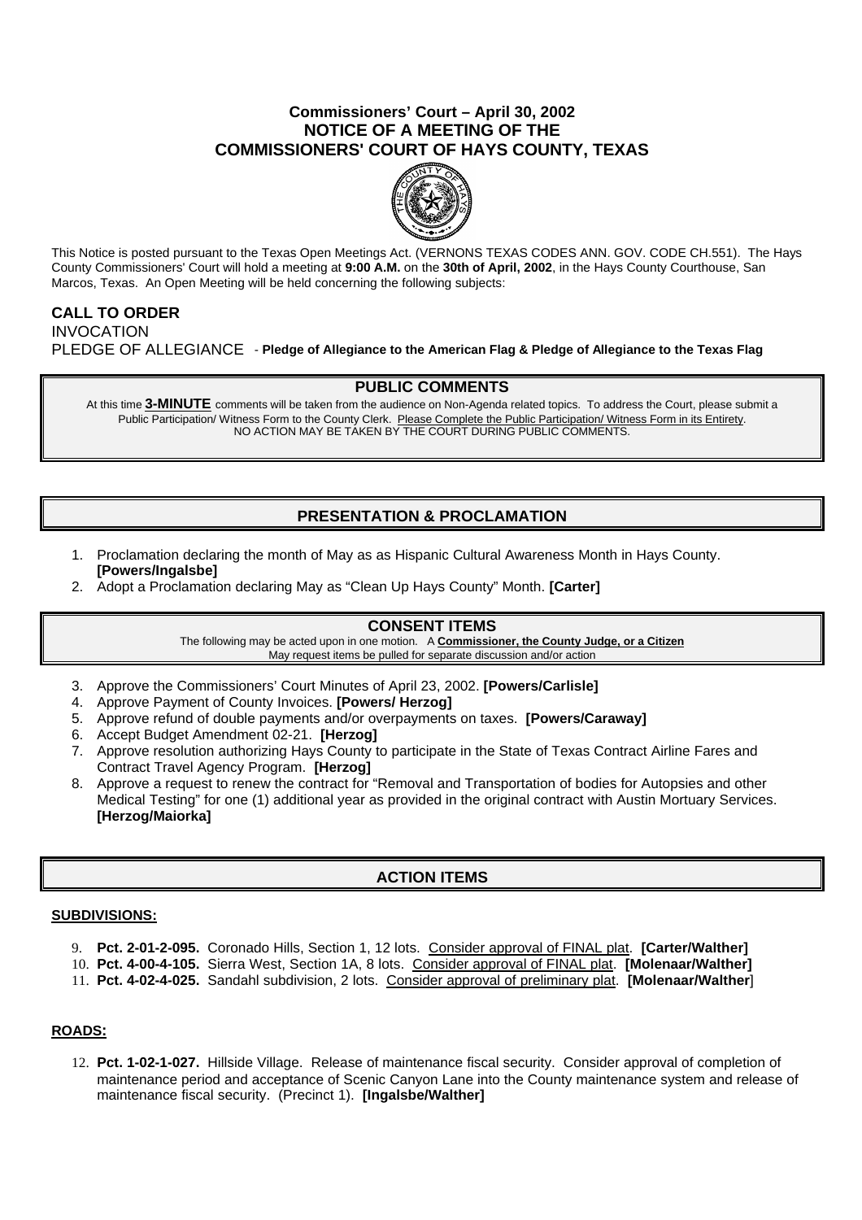# Commissioners' Court – April 30, 2002
# NOTICE OF A MEETING OF THE COMMISSIONERS' COURT OF HAYS COUNTY, TEXAS

This Notice is posted pursuant to the Texas Open Meetings Act. (VERNONS TEXAS CODES ANN. GOV. CODE CH.551). The Hays County Commissioners' Court will hold a meeting at **9:00 A.M.** on the **30th of April, 2002**, in the Hays County Courthouse, San Marcos, Texas. An Open Meeting will be held concerning the following subjects:

**CALL TO ORDER**

INVOCATION

PLEDGE OF ALLEGIANCE - **Pledge of Allegiance to the American Flag & Pledge of Allegiance to the Texas Flag**

## PUBLIC COMMENTS

At this time **3-MINUTE** comments will be taken from the audience on Non-Agenda related topics. To address the Court, please submit a Public Participation/ Witness Form to the County Clerk. Please Complete the Public Participation/ Witness Form in its Entirety. NO ACTION MAY BE TAKEN BY THE COURT DURING PUBLIC COMMENTS.

## PRESENTATION & PROCLAMATION

1. Proclamation declaring the month of May as as Hispanic Cultural Awareness Month in Hays County. **[Powers/Ingalsbe]**
2. Adopt a Proclamation declaring May as "Clean Up Hays County" Month. **[Carter]**

## CONSENT ITEMS

The following may be acted upon in one motion. A **Commissioner, the County Judge, or a Citizen** May request items be pulled for separate discussion and/or action

3. Approve the Commissioners' Court Minutes of April 23, 2002. **[Powers/Carlisle]**
4. Approve Payment of County Invoices. **[Powers/ Herzog]**
5. Approve refund of double payments and/or overpayments on taxes. **[Powers/Caraway]**
6. Accept Budget Amendment 02-21. **[Herzog]**
7. Approve resolution authorizing Hays County to participate in the State of Texas Contract Airline Fares and Contract Travel Agency Program. **[Herzog]**
8. Approve a request to renew the contract for "Removal and Transportation of bodies for Autopsies and other Medical Testing" for one (1) additional year as provided in the original contract with Austin Mortuary Services. **[Herzog/Maiorka]**

## ACTION ITEMS

### SUBDIVISIONS:

9. **Pct. 2-01-2-095.** Coronado Hills, Section 1, 12 lots. Consider approval of FINAL plat. **[Carter/Walther]**
10. **Pct. 4-00-4-105.** Sierra West, Section 1A, 8 lots. Consider approval of FINAL plat. **[Molenaar/Walther]**
11. **Pct. 4-02-4-025.** Sandahl subdivision, 2 lots. Consider approval of preliminary plat. **[Molenaar/Walther]**

### ROADS:

12. **Pct. 1-02-1-027.** Hillside Village. Release of maintenance fiscal security. Consider approval of completion of maintenance period and acceptance of Scenic Canyon Lane into the County maintenance system and release of maintenance fiscal security. (Precinct 1). **[Ingalsbe/Walther]**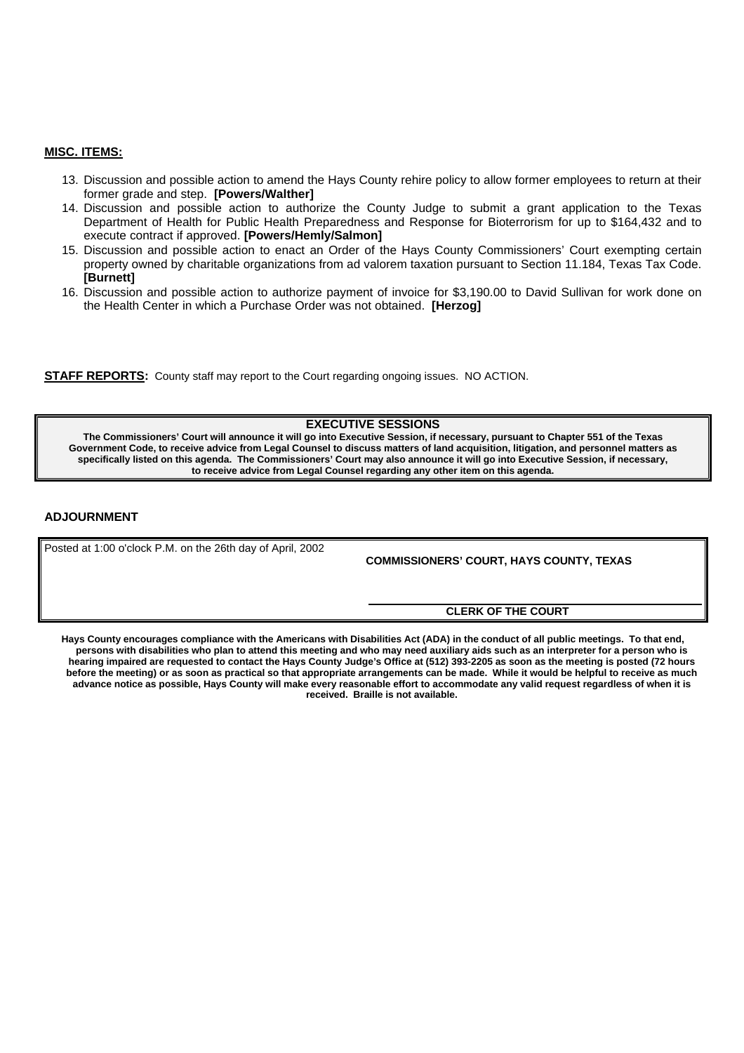**MISC. ITEMS:**

13. Discussion and possible action to amend the Hays County rehire policy to allow former employees to return at their former grade and step. **[Powers/Walther]**
14. Discussion and possible action to authorize the County Judge to submit a grant application to the Texas Department of Health for Public Health Preparedness and Response for Bioterrorism for up to $164,432 and to execute contract if approved. **[Powers/Hemly/Salmon]**
15. Discussion and possible action to enact an Order of the Hays County Commissioners' Court exempting certain property owned by charitable organizations from ad valorem taxation pursuant to Section 11.184, Texas Tax Code. **[Burnett]**
16. Discussion and possible action to authorize payment of invoice for $3,190.00 to David Sullivan for work done on the Health Center in which a Purchase Order was not obtained. **[Herzog]**

**STAFF REPORTS:** County staff may report to the Court regarding ongoing issues. NO ACTION.

**EXECUTIVE SESSIONS**

**The Commissioners' Court will announce it will go into Executive Session, if necessary, pursuant to Chapter 551 of the Texas Government Code, to receive advice from Legal Counsel to discuss matters of land acquisition, litigation, and personnel matters as specifically listed on this agenda. The Commissioners' Court may also announce it will go into Executive Session, if necessary, to receive advice from Legal Counsel regarding any other item on this agenda.**

**ADJOURNMENT**

Posted at 1:00 o'clock P.M. on the 26th day of April, 2002

**COMMISSIONERS' COURT, HAYS COUNTY, TEXAS**

**CLERK OF THE COURT**

**Hays County encourages compliance with the Americans with Disabilities Act (ADA) in the conduct of all public meetings. To that end, persons with disabilities who plan to attend this meeting and who may need auxiliary aids such as an interpreter for a person who is hearing impaired are requested to contact the Hays County Judge's Office at (512) 393-2205 as soon as the meeting is posted (72 hours before the meeting) or as soon as practical so that appropriate arrangements can be made. While it would be helpful to receive as much advance notice as possible, Hays County will make every reasonable effort to accommodate any valid request regardless of when it is received. Braille is not available.**